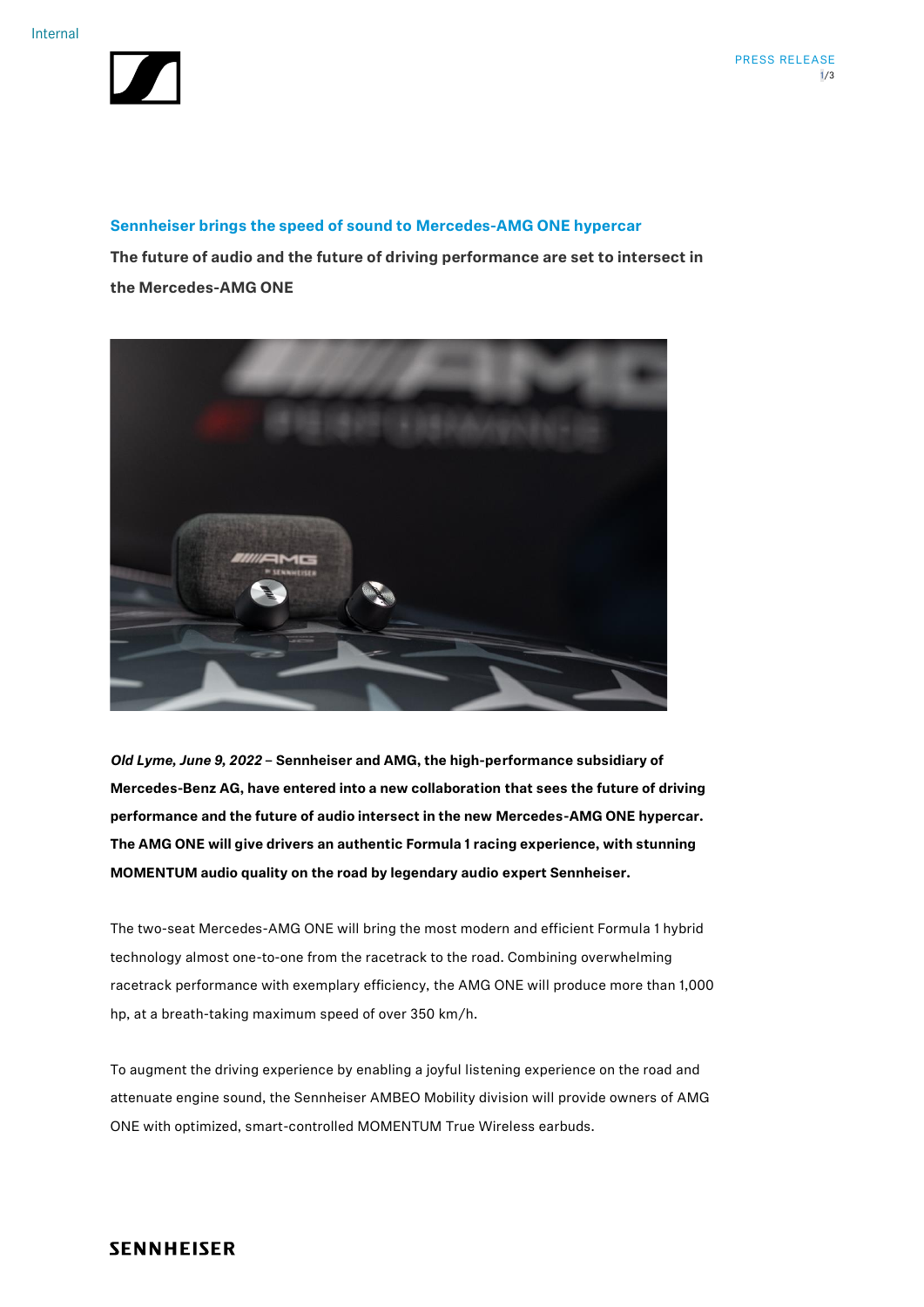# Sennheiser brings the speed of sound to Mercedes-AMG ONE hypercar

**The future of audio and the future of driving performance are set to intersect in the Mercedes-AMG ONE**

***Old Lyme, June 9, 2022*** **– Sennheiser and AMG, the high-performance subsidiary of Mercedes-Benz AG, have entered into a new collaboration that sees the future of driving performance and the future of audio intersect in the new Mercedes-AMG ONE hypercar. The AMG ONE will give drivers an authentic Formula 1 racing experience, with stunning MOMENTUM audio quality on the road by legendary audio expert Sennheiser.**

The two-seat Mercedes-AMG ONE will bring the most modern and efficient Formula 1 hybrid technology almost one-to-one from the racetrack to the road. Combining overwhelming racetrack performance with exemplary efficiency, the AMG ONE will produce more than 1,000 hp, at a breath-taking maximum speed of over 350 km/h.

To augment the driving experience by enabling a joyful listening experience on the road and attenuate engine sound, the Sennheiser AMBEO Mobility division will provide owners of AMG ONE with optimized, smart-controlled MOMENTUM True Wireless earbuds.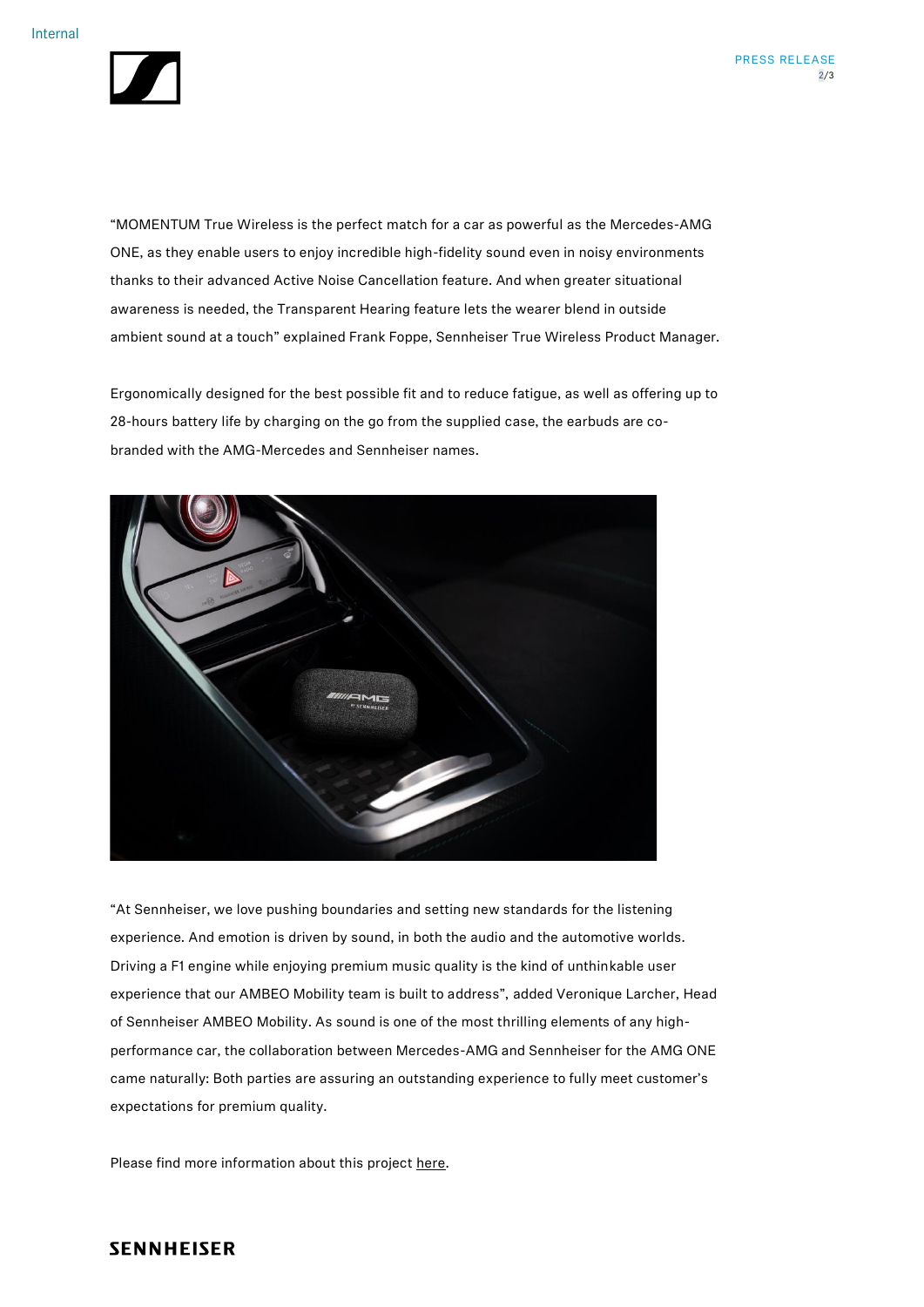"MOMENTUM True Wireless is the perfect match for a car as powerful as the Mercedes-AMG ONE, as they enable users to enjoy incredible high-fidelity sound even in noisy environments thanks to their advanced Active Noise Cancellation feature. And when greater situational awareness is needed, the Transparent Hearing feature lets the wearer blend in outside ambient sound at a touch" explained Frank Foppe, Sennheiser True Wireless Product Manager.

Ergonomically designed for the best possible fit and to reduce fatigue, as well as offering up to 28-hours battery life by charging on the go from the supplied case, the earbuds are co-branded with the AMG-Mercedes and Sennheiser names.

"At Sennheiser, we love pushing boundaries and setting new standards for the listening experience. And emotion is driven by sound, in both the audio and the automotive worlds. Driving a F1 engine while enjoying premium music quality is the kind of unthinkable user experience that our AMBEO Mobility team is built to address", added Veronique Larcher, Head of Sennheiser AMBEO Mobility. As sound is one of the most thrilling elements of any high-performance car, the collaboration between Mercedes-AMG and Sennheiser for the AMG ONE came naturally: Both parties are assuring an outstanding experience to fully meet customer's expectations for premium quality.

Please find more information about this project here.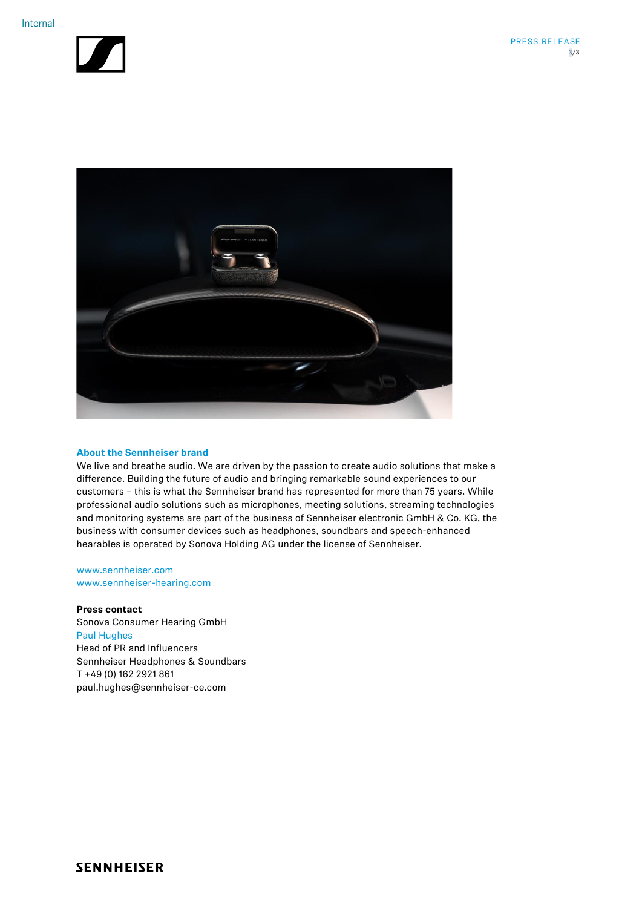## About the Sennheiser brand

We live and breathe audio. We are driven by the passion to create audio solutions that make a difference. Building the future of audio and bringing remarkable sound experiences to our customers – this is what the Sennheiser brand has represented for more than 75 years. While professional audio solutions such as microphones, meeting solutions, streaming technologies and monitoring systems are part of the business of Sennheiser electronic GmbH & Co. KG, the business with consumer devices such as headphones, soundbars and speech-enhanced hearables is operated by Sonova Holding AG under the license of Sennheiser.

www.sennheiser.com
www.sennheiser-hearing.com

**Press contact**
Sonova Consumer Hearing GmbH
Paul Hughes
Head of PR and Influencers
Sennheiser Headphones & Soundbars
T +49 (0) 162 2921 861
paul.hughes@sennheiser-ce.com